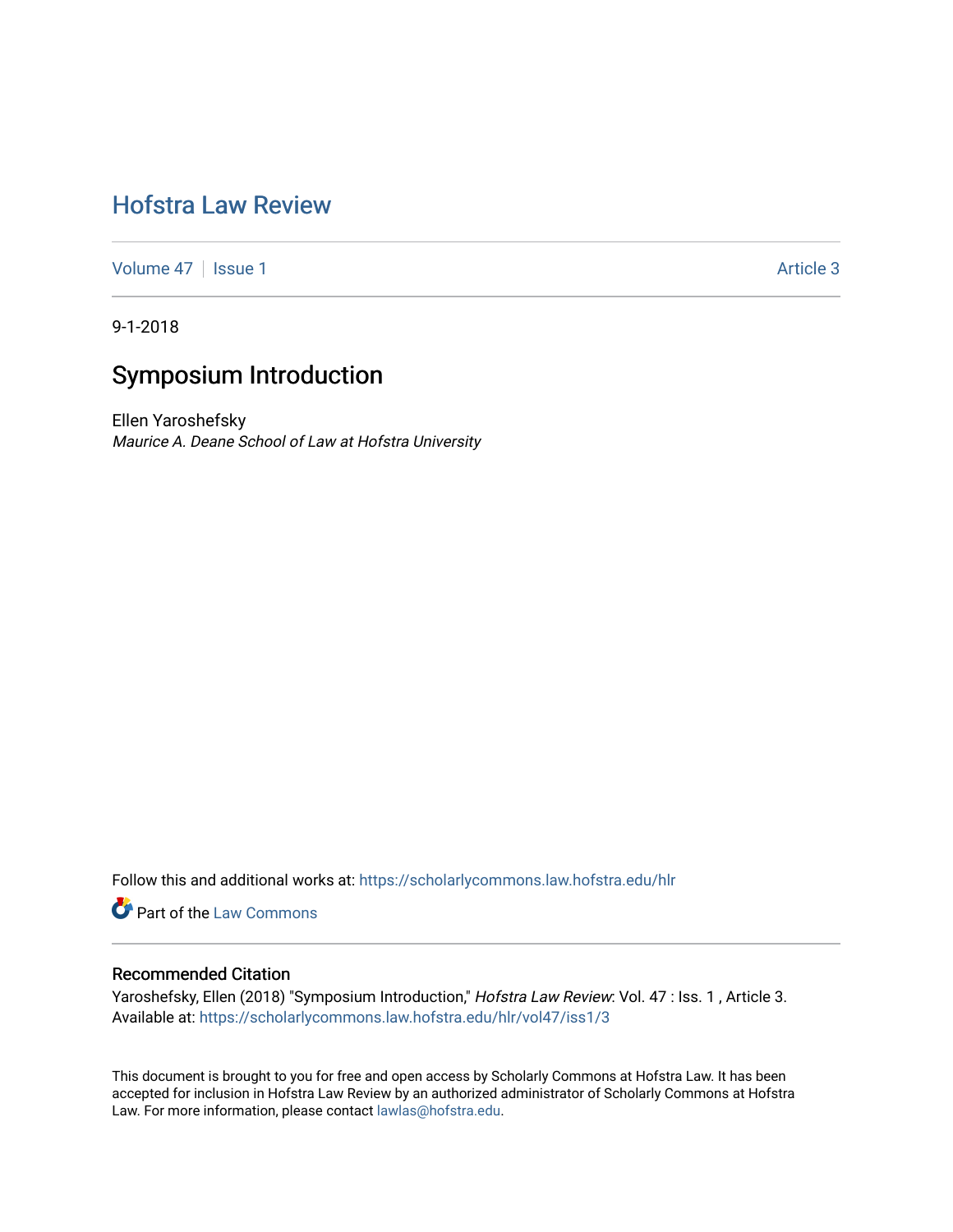# Hofstra Law Review

Volume 47 | Issue 1 | Article 3

9-1-2018

## Symposium Introduction

Ellen Yaroshefsky
*Maurice A. Deane School of Law at Hofstra University*

Follow this and additional works at: https://scholarlycommons.law.hofstra.edu/hlr

Part of the Law Commons

### Recommended Citation

Yaroshefsky, Ellen (2018) "Symposium Introduction," *Hofstra Law Review*: Vol. 47 : Iss. 1 , Article 3.
Available at: https://scholarlycommons.law.hofstra.edu/hlr/vol47/iss1/3

This document is brought to you for free and open access by Scholarly Commons at Hofstra Law. It has been accepted for inclusion in Hofstra Law Review by an authorized administrator of Scholarly Commons at Hofstra Law. For more information, please contact lawlas@hofstra.edu.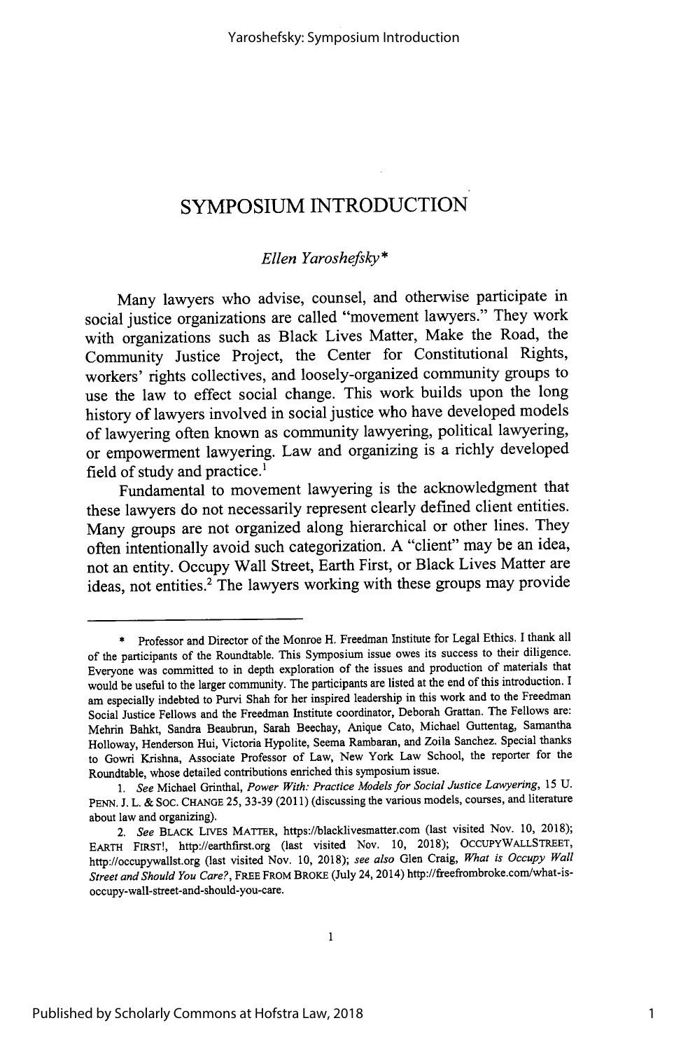# SYMPOSIUM INTRODUCTION

*Ellen Yaroshefsky**

Many lawyers who advise, counsel, and otherwise participate in social justice organizations are called "movement lawyers." They work with organizations such as Black Lives Matter, Make the Road, the Community Justice Project, the Center for Constitutional Rights, workers' rights collectives, and loosely-organized community groups to use the law to effect social change. This work builds upon the long history of lawyers involved in social justice who have developed models of lawyering often known as community lawyering, political lawyering, or empowerment lawyering. Law and organizing is a richly developed field of study and practice.[1]

Fundamental to movement lawyering is the acknowledgment that these lawyers do not necessarily represent clearly defined client entities. Many groups are not organized along hierarchical or other lines. They often intentionally avoid such categorization. A "client" may be an idea, not an entity. Occupy Wall Street, Earth First, or Black Lives Matter are ideas, not entities.[2] The lawyers working with these groups may provide

---

\* Professor and Director of the Monroe H. Freedman Institute for Legal Ethics. I thank all of the participants of the Roundtable. This Symposium issue owes its success to their diligence. Everyone was committed to in depth exploration of the issues and production of materials that would be useful to the larger community. The participants are listed at the end of this introduction. I am especially indebted to Purvi Shah for her inspired leadership in this work and to the Freedman Social Justice Fellows and the Freedman Institute coordinator, Deborah Grattan. The Fellows are: Mehrin Bahkt, Sandra Beaubrun, Sarah Beechay, Anique Cato, Michael Guttentag, Samantha Holloway, Henderson Hui, Victoria Hypolite, Seema Rambaran, and Zoila Sanchez. Special thanks to Gowri Krishna, Associate Professor of Law, New York Law School, the reporter for the Roundtable, whose detailed contributions enriched this symposium issue.

1. *See* Michael Grinthal, *Power With: Practice Models for Social Justice Lawyering*, 15 U. PENN. J. L. & SOC. CHANGE 25, 33-39 (2011) (discussing the various models, courses, and literature about law and organizing).

2. *See* BLACK LIVES MATTER, https://blacklivesmatter.com (last visited Nov. 10, 2018); EARTH FIRST!, http://earthfirst.org (last visited Nov. 10, 2018); OCCUPYWALLSTREET, http://occupywallst.org (last visited Nov. 10, 2018); *see also* Glen Craig, *What is Occupy Wall Street and Should You Care?*, FREE FROM BROKE (July 24, 2014) http://freefrombroke.com/what-is-occupy-wall-street-and-should-you-care.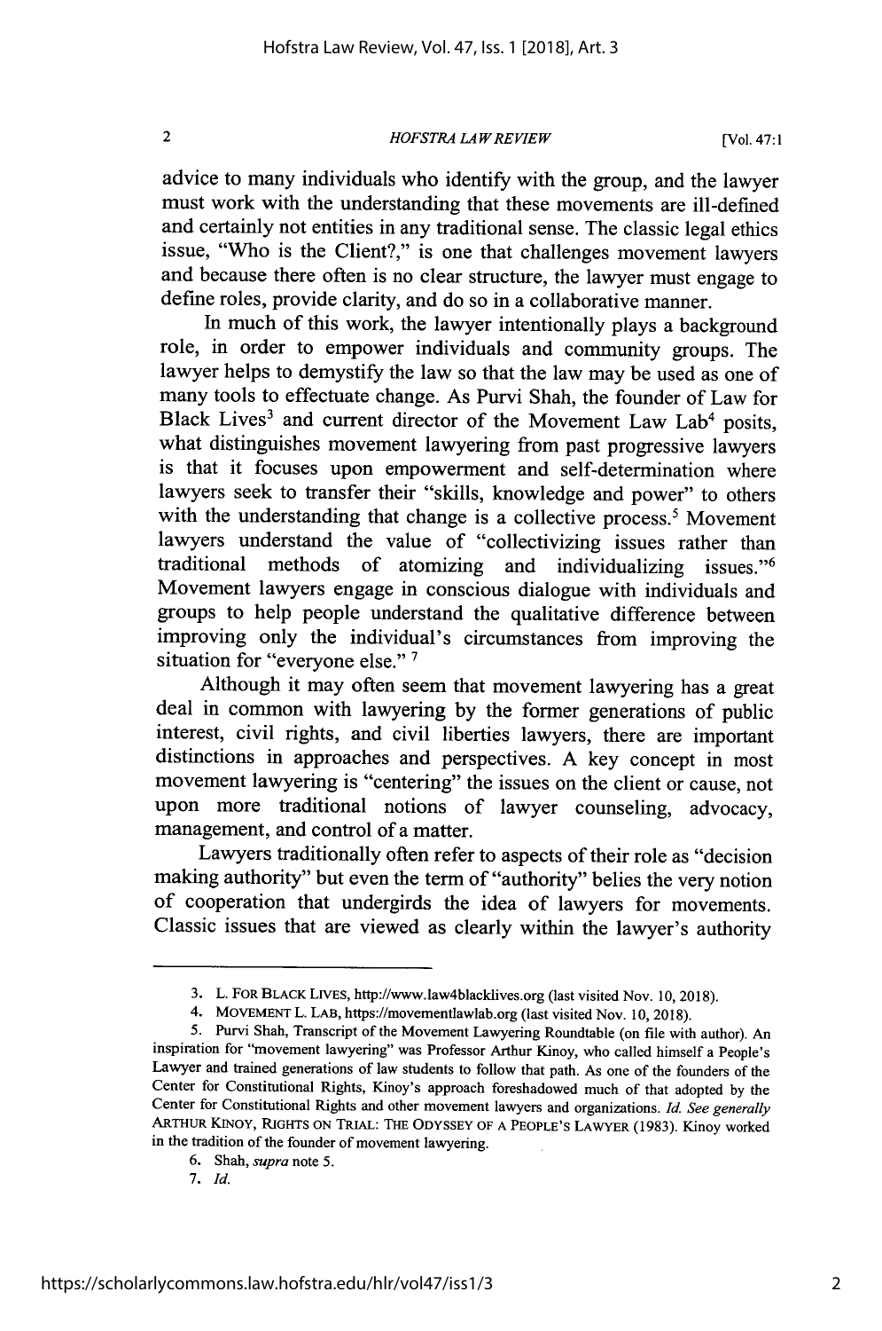advice to many individuals who identify with the group, and the lawyer must work with the understanding that these movements are ill-defined and certainly not entities in any traditional sense. The classic legal ethics issue, "Who is the Client?," is one that challenges movement lawyers and because there often is no clear structure, the lawyer must engage to define roles, provide clarity, and do so in a collaborative manner.

In much of this work, the lawyer intentionally plays a background role, in order to empower individuals and community groups. The lawyer helps to demystify the law so that the law may be used as one of many tools to effectuate change. As Purvi Shah, the founder of Law for Black Lives[3] and current director of the Movement Law Lab[4] posits, what distinguishes movement lawyering from past progressive lawyers is that it focuses upon empowerment and self-determination where lawyers seek to transfer their "skills, knowledge and power" to others with the understanding that change is a collective process.[5] Movement lawyers understand the value of "collectivizing issues rather than traditional methods of atomizing and individualizing issues."[6] Movement lawyers engage in conscious dialogue with individuals and groups to help people understand the qualitative difference between improving only the individual's circumstances from improving the situation for "everyone else." [7]

Although it may often seem that movement lawyering has a great deal in common with lawyering by the former generations of public interest, civil rights, and civil liberties lawyers, there are important distinctions in approaches and perspectives. A key concept in most movement lawyering is "centering" the issues on the client or cause, not upon more traditional notions of lawyer counseling, advocacy, management, and control of a matter.

Lawyers traditionally often refer to aspects of their role as "decision making authority" but even the term of "authority" belies the very notion of cooperation that undergirds the idea of lawyers for movements. Classic issues that are viewed as clearly within the lawyer's authority

---

3. L. FOR BLACK LIVES, http://www.law4blacklives.org (last visited Nov. 10, 2018).

4. MOVEMENT L. LAB, https://movementlawlab.org (last visited Nov. 10, 2018).

5. Purvi Shah, Transcript of the Movement Lawyering Roundtable (on file with author). An inspiration for "movement lawyering" was Professor Arthur Kinoy, who called himself a People's Lawyer and trained generations of law students to follow that path. As one of the founders of the Center for Constitutional Rights, Kinoy's approach foreshadowed much of that adopted by the Center for Constitutional Rights and other movement lawyers and organizations. *Id. See generally* ARTHUR KINOY, RIGHTS ON TRIAL: THE ODYSSEY OF A PEOPLE'S LAWYER (1983). Kinoy worked in the tradition of the founder of movement lawyering.

6. Shah, *supra* note 5.

7. *Id.*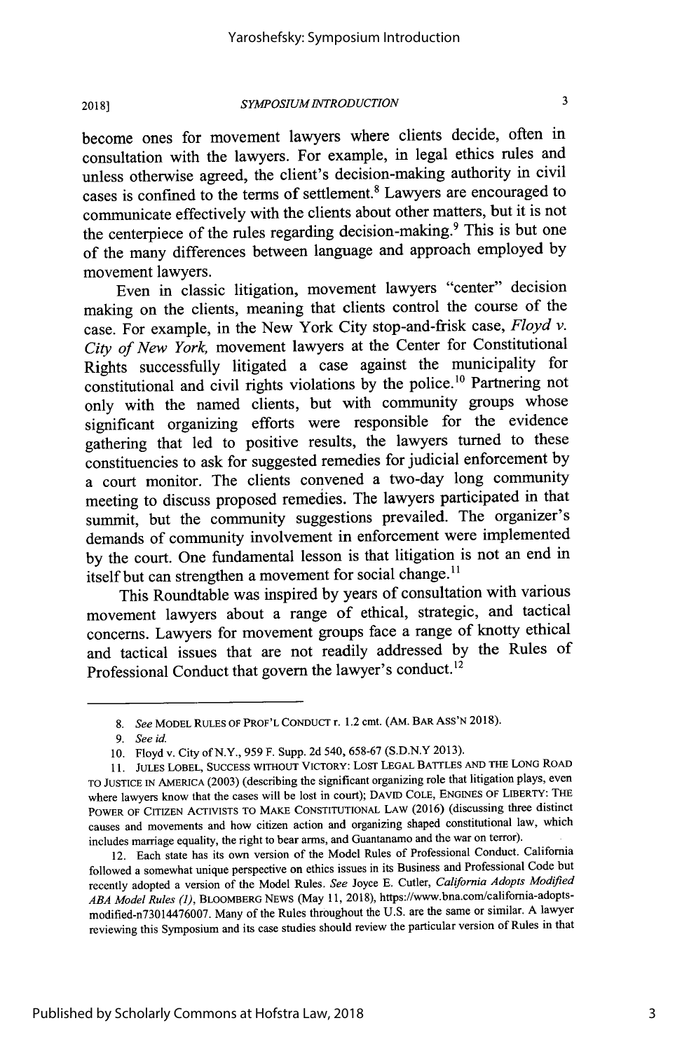become ones for movement lawyers where clients decide, often in consultation with the lawyers. For example, in legal ethics rules and unless otherwise agreed, the client's decision-making authority in civil cases is confined to the terms of settlement.[8] Lawyers are encouraged to communicate effectively with the clients about other matters, but it is not the centerpiece of the rules regarding decision-making.[9] This is but one of the many differences between language and approach employed by movement lawyers.

Even in classic litigation, movement lawyers "center" decision making on the clients, meaning that clients control the course of the case. For example, in the New York City stop-and-frisk case, *Floyd v. City of New York,* movement lawyers at the Center for Constitutional Rights successfully litigated a case against the municipality for constitutional and civil rights violations by the police.[10] Partnering not only with the named clients, but with community groups whose significant organizing efforts were responsible for the evidence gathering that led to positive results, the lawyers turned to these constituencies to ask for suggested remedies for judicial enforcement by a court monitor. The clients convened a two-day long community meeting to discuss proposed remedies. The lawyers participated in that summit, but the community suggestions prevailed. The organizer's demands of community involvement in enforcement were implemented by the court. One fundamental lesson is that litigation is not an end in itself but can strengthen a movement for social change.[11]

This Roundtable was inspired by years of consultation with various movement lawyers about a range of ethical, strategic, and tactical concerns. Lawyers for movement groups face a range of knotty ethical and tactical issues that are not readily addressed by the Rules of Professional Conduct that govern the lawyer's conduct.[12]

---

8. *See* MODEL RULES OF PROF'L CONDUCT r. 1.2 cmt. (AM. BAR ASS'N 2018).

9. *See id.*

10. Floyd v. City of N.Y., 959 F. Supp. 2d 540, 658-67 (S.D.N.Y 2013).

11. JULES LOBEL, SUCCESS WITHOUT VICTORY: LOST LEGAL BATTLES AND THE LONG ROAD TO JUSTICE IN AMERICA (2003) (describing the significant organizing role that litigation plays, even where lawyers know that the cases will be lost in court); DAVID COLE, ENGINES OF LIBERTY: THE POWER OF CITIZEN ACTIVISTS TO MAKE CONSTITUTIONAL LAW (2016) (discussing three distinct causes and movements and how citizen action and organizing shaped constitutional law, which includes marriage equality, the right to bear arms, and Guantanamo and the war on terror).

12. Each state has its own version of the Model Rules of Professional Conduct. California followed a somewhat unique perspective on ethics issues in its Business and Professional Code but recently adopted a version of the Model Rules. *See* Joyce E. Cutler, *California Adopts Modified ABA Model Rules (1)*, BLOOMBERG NEWS (May 11, 2018), https://www.bna.com/california-adopts-modified-n73014476007. Many of the Rules throughout the U.S. are the same or similar. A lawyer reviewing this Symposium and its case studies should review the particular version of Rules in that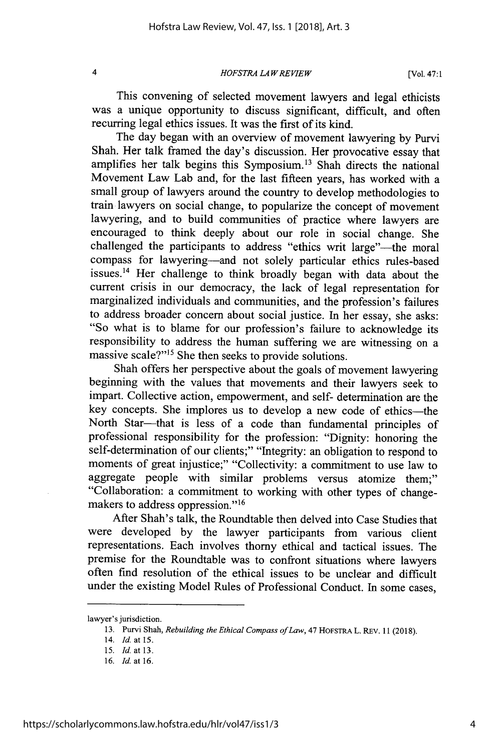This convening of selected movement lawyers and legal ethicists was a unique opportunity to discuss significant, difficult, and often recurring legal ethics issues. It was the first of its kind.

The day began with an overview of movement lawyering by Purvi Shah. Her talk framed the day's discussion. Her provocative essay that amplifies her talk begins this Symposium.[13] Shah directs the national Movement Law Lab and, for the last fifteen years, has worked with a small group of lawyers around the country to develop methodologies to train lawyers on social change, to popularize the concept of movement lawyering, and to build communities of practice where lawyers are encouraged to think deeply about our role in social change. She challenged the participants to address "ethics writ large"—the moral compass for lawyering—and not solely particular ethics rules-based issues.[14] Her challenge to think broadly began with data about the current crisis in our democracy, the lack of legal representation for marginalized individuals and communities, and the profession's failures to address broader concern about social justice. In her essay, she asks: "So what is to blame for our profession's failure to acknowledge its responsibility to address the human suffering we are witnessing on a massive scale?"[15] She then seeks to provide solutions.

Shah offers her perspective about the goals of movement lawyering beginning with the values that movements and their lawyers seek to impart. Collective action, empowerment, and self- determination are the key concepts. She implores us to develop a new code of ethics—the North Star—that is less of a code than fundamental principles of professional responsibility for the profession: "Dignity: honoring the self-determination of our clients;" "Integrity: an obligation to respond to moments of great injustice;" "Collectivity: a commitment to use law to aggregate people with similar problems versus atomize them;" "Collaboration: a commitment to working with other types of change-makers to address oppression."[16]

After Shah's talk, the Roundtable then delved into Case Studies that were developed by the lawyer participants from various client representations. Each involves thorny ethical and tactical issues. The premise for the Roundtable was to confront situations where lawyers often find resolution of the ethical issues to be unclear and difficult under the existing Model Rules of Professional Conduct. In some cases,

---

lawyer's jurisdiction.

13. Purvi Shah, *Rebuilding the Ethical Compass of Law*, 47 HOFSTRA L. REV. 11 (2018).

14. *Id.* at 15.

15. *Id.* at 13.

16. *Id.* at 16.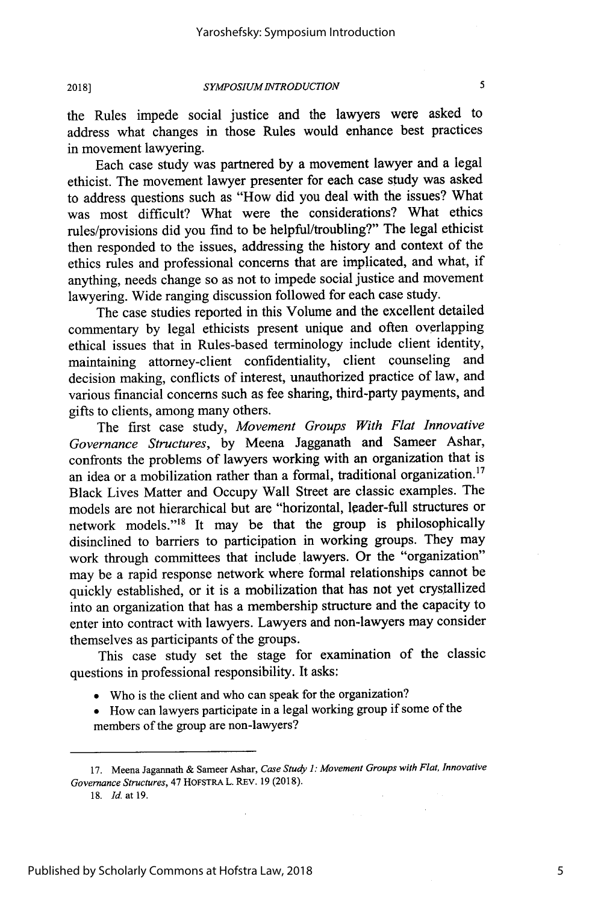the Rules impede social justice and the lawyers were asked to address what changes in those Rules would enhance best practices in movement lawyering.

Each case study was partnered by a movement lawyer and a legal ethicist. The movement lawyer presenter for each case study was asked to address questions such as "How did you deal with the issues? What was most difficult? What were the considerations? What ethics rules/provisions did you find to be helpful/troubling?" The legal ethicist then responded to the issues, addressing the history and context of the ethics rules and professional concerns that are implicated, and what, if anything, needs change so as not to impede social justice and movement lawyering. Wide ranging discussion followed for each case study.

The case studies reported in this Volume and the excellent detailed commentary by legal ethicists present unique and often overlapping ethical issues that in Rules-based terminology include client identity, maintaining attorney-client confidentiality, client counseling and decision making, conflicts of interest, unauthorized practice of law, and various financial concerns such as fee sharing, third-party payments, and gifts to clients, among many others.

The first case study, *Movement Groups With Flat Innovative Governance Structures*, by Meena Jagganath and Sameer Ashar, confronts the problems of lawyers working with an organization that is an idea or a mobilization rather than a formal, traditional organization.[17] Black Lives Matter and Occupy Wall Street are classic examples. The models are not hierarchical but are "horizontal, leader-full structures or network models."[18] It may be that the group is philosophically disinclined to barriers to participation in working groups. They may work through committees that include lawyers. Or the "organization" may be a rapid response network where formal relationships cannot be quickly established, or it is a mobilization that has not yet crystallized into an organization that has a membership structure and the capacity to enter into contract with lawyers. Lawyers and non-lawyers may consider themselves as participants of the groups.

This case study set the stage for examination of the classic questions in professional responsibility. It asks:

- Who is the client and who can speak for the organization?
- How can lawyers participate in a legal working group if some of the members of the group are non-lawyers?

---

17. Meena Jagannath & Sameer Ashar, *Case Study 1: Movement Groups with Flat, Innovative Governance Structures*, 47 HOFSTRA L. REV. 19 (2018).

18. *Id.* at 19.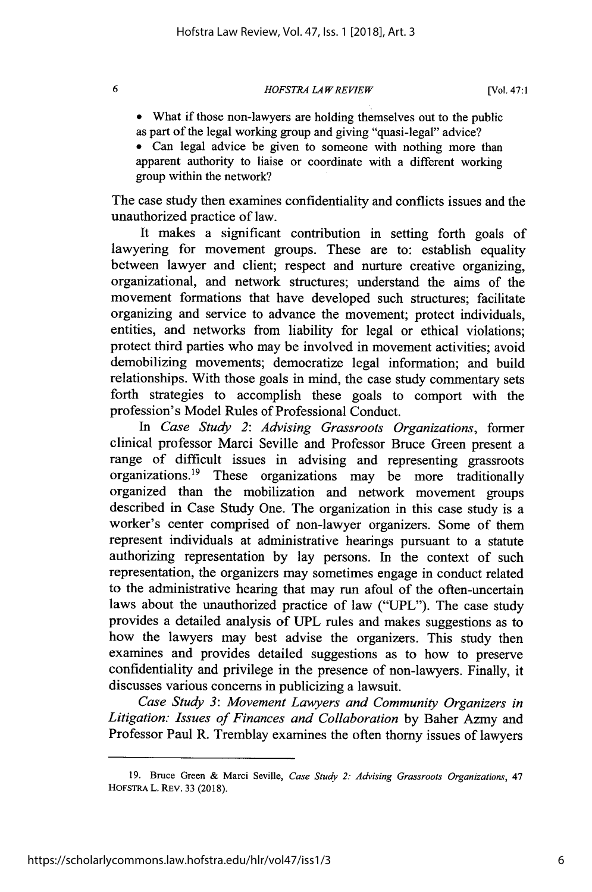- What if those non-lawyers are holding themselves out to the public as part of the legal working group and giving "quasi-legal" advice?
- Can legal advice be given to someone with nothing more than apparent authority to liaise or coordinate with a different working group within the network?

The case study then examines confidentiality and conflicts issues and the unauthorized practice of law.

It makes a significant contribution in setting forth goals of lawyering for movement groups. These are to: establish equality between lawyer and client; respect and nurture creative organizing, organizational, and network structures; understand the aims of the movement formations that have developed such structures; facilitate organizing and service to advance the movement; protect individuals, entities, and networks from liability for legal or ethical violations; protect third parties who may be involved in movement activities; avoid demobilizing movements; democratize legal information; and build relationships. With those goals in mind, the case study commentary sets forth strategies to accomplish these goals to comport with the profession's Model Rules of Professional Conduct.

In *Case Study 2: Advising Grassroots Organizations*, former clinical professor Marci Seville and Professor Bruce Green present a range of difficult issues in advising and representing grassroots organizations.[19] These organizations may be more traditionally organized than the mobilization and network movement groups described in Case Study One. The organization in this case study is a worker's center comprised of non-lawyer organizers. Some of them represent individuals at administrative hearings pursuant to a statute authorizing representation by lay persons. In the context of such representation, the organizers may sometimes engage in conduct related to the administrative hearing that may run afoul of the often-uncertain laws about the unauthorized practice of law ("UPL"). The case study provides a detailed analysis of UPL rules and makes suggestions as to how the lawyers may best advise the organizers. This study then examines and provides detailed suggestions as to how to preserve confidentiality and privilege in the presence of non-lawyers. Finally, it discusses various concerns in publicizing a lawsuit.

*Case Study 3: Movement Lawyers and Community Organizers in Litigation: Issues of Finances and Collaboration* by Baher Azmy and Professor Paul R. Tremblay examines the often thorny issues of lawyers

---

19. Bruce Green & Marci Seville, *Case Study 2: Advising Grassroots Organizations*, 47 HOFSTRA L. REV. 33 (2018).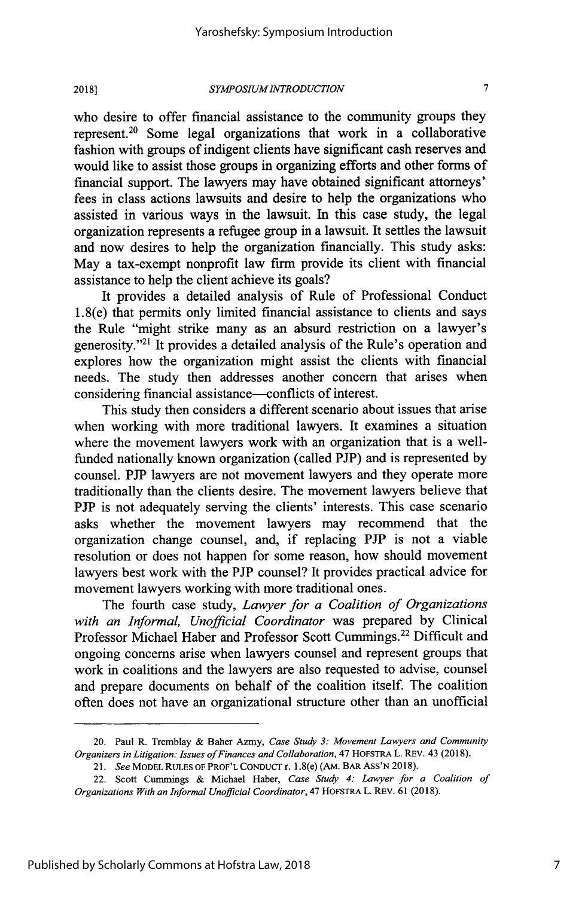who desire to offer financial assistance to the community groups they represent.[20] Some legal organizations that work in a collaborative fashion with groups of indigent clients have significant cash reserves and would like to assist those groups in organizing efforts and other forms of financial support. The lawyers may have obtained significant attorneys' fees in class actions lawsuits and desire to help the organizations who assisted in various ways in the lawsuit. In this case study, the legal organization represents a refugee group in a lawsuit. It settles the lawsuit and now desires to help the organization financially. This study asks: May a tax-exempt nonprofit law firm provide its client with financial assistance to help the client achieve its goals?

It provides a detailed analysis of Rule of Professional Conduct 1.8(e) that permits only limited financial assistance to clients and says the Rule "might strike many as an absurd restriction on a lawyer's generosity."[21] It provides a detailed analysis of the Rule's operation and explores how the organization might assist the clients with financial needs. The study then addresses another concern that arises when considering financial assistance—conflicts of interest.

This study then considers a different scenario about issues that arise when working with more traditional lawyers. It examines a situation where the movement lawyers work with an organization that is a well-funded nationally known organization (called PJP) and is represented by counsel. PJP lawyers are not movement lawyers and they operate more traditionally than the clients desire. The movement lawyers believe that PJP is not adequately serving the clients' interests. This case scenario asks whether the movement lawyers may recommend that the organization change counsel, and, if replacing PJP is not a viable resolution or does not happen for some reason, how should movement lawyers best work with the PJP counsel? It provides practical advice for movement lawyers working with more traditional ones.

The fourth case study, *Lawyer for a Coalition of Organizations with an Informal, Unofficial Coordinator* was prepared by Clinical Professor Michael Haber and Professor Scott Cummings.[22] Difficult and ongoing concerns arise when lawyers counsel and represent groups that work in coalitions and the lawyers are also requested to advise, counsel and prepare documents on behalf of the coalition itself. The coalition often does not have an organizational structure other than an unofficial

---

20. Paul R. Tremblay & Baher Azmy, *Case Study 3: Movement Lawyers and Community Organizers in Litigation: Issues of Finances and Collaboration*, 47 HOFSTRA L. REV. 43 (2018).

21. *See* MODEL RULES OF PROF'L CONDUCT r. 1.8(e) (AM. BAR ASS'N 2018).

22. Scott Cummings & Michael Haber, *Case Study 4: Lawyer for a Coalition of Organizations With an Informal Unofficial Coordinator*, 47 HOFSTRA L. REV. 61 (2018).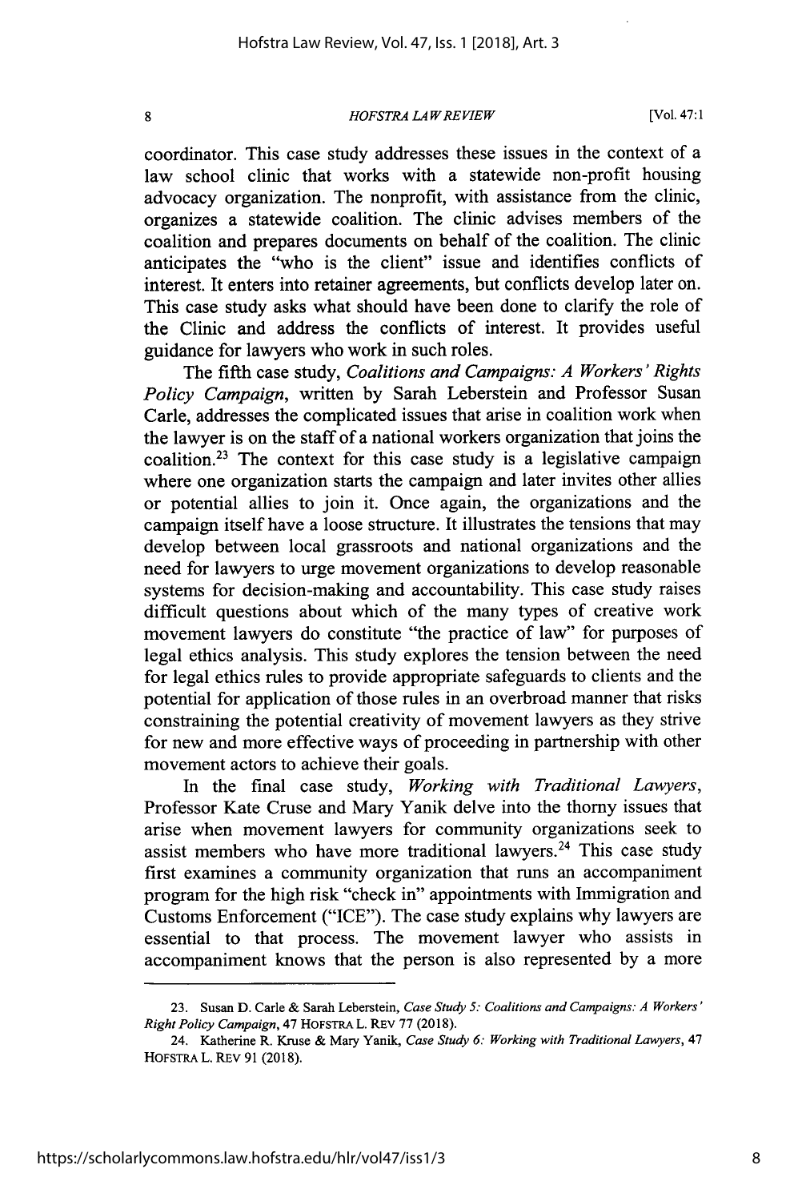coordinator. This case study addresses these issues in the context of a law school clinic that works with a statewide non-profit housing advocacy organization. The nonprofit, with assistance from the clinic, organizes a statewide coalition. The clinic advises members of the coalition and prepares documents on behalf of the coalition. The clinic anticipates the "who is the client" issue and identifies conflicts of interest. It enters into retainer agreements, but conflicts develop later on. This case study asks what should have been done to clarify the role of the Clinic and address the conflicts of interest. It provides useful guidance for lawyers who work in such roles.

The fifth case study, *Coalitions and Campaigns: A Workers' Rights Policy Campaign*, written by Sarah Leberstein and Professor Susan Carle, addresses the complicated issues that arise in coalition work when the lawyer is on the staff of a national workers organization that joins the coalition.[23] The context for this case study is a legislative campaign where one organization starts the campaign and later invites other allies or potential allies to join it. Once again, the organizations and the campaign itself have a loose structure. It illustrates the tensions that may develop between local grassroots and national organizations and the need for lawyers to urge movement organizations to develop reasonable systems for decision-making and accountability. This case study raises difficult questions about which of the many types of creative work movement lawyers do constitute "the practice of law" for purposes of legal ethics analysis. This study explores the tension between the need for legal ethics rules to provide appropriate safeguards to clients and the potential for application of those rules in an overbroad manner that risks constraining the potential creativity of movement lawyers as they strive for new and more effective ways of proceeding in partnership with other movement actors to achieve their goals.

In the final case study, *Working with Traditional Lawyers*, Professor Kate Cruse and Mary Yanik delve into the thorny issues that arise when movement lawyers for community organizations seek to assist members who have more traditional lawyers.[24] This case study first examines a community organization that runs an accompaniment program for the high risk "check in" appointments with Immigration and Customs Enforcement ("ICE"). The case study explains why lawyers are essential to that process. The movement lawyer who assists in accompaniment knows that the person is also represented by a more

---

23. Susan D. Carle & Sarah Leberstein, *Case Study 5: Coalitions and Campaigns: A Workers' Right Policy Campaign*, 47 HOFSTRA L. REV 77 (2018).

24. Katherine R. Kruse & Mary Yanik, *Case Study 6: Working with Traditional Lawyers*, 47 HOFSTRA L. REV 91 (2018).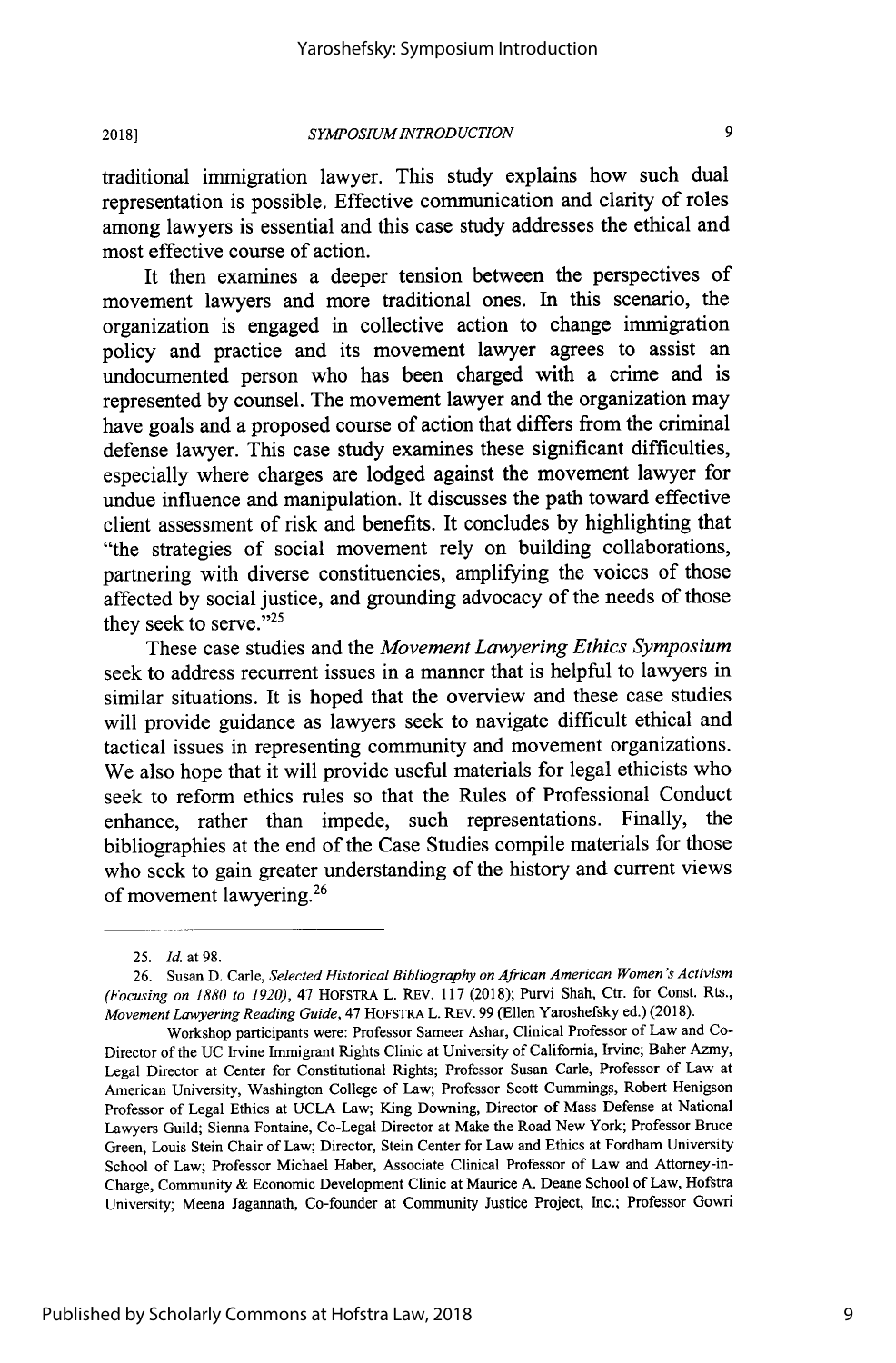traditional immigration lawyer. This study explains how such dual representation is possible. Effective communication and clarity of roles among lawyers is essential and this case study addresses the ethical and most effective course of action.

It then examines a deeper tension between the perspectives of movement lawyers and more traditional ones. In this scenario, the organization is engaged in collective action to change immigration policy and practice and its movement lawyer agrees to assist an undocumented person who has been charged with a crime and is represented by counsel. The movement lawyer and the organization may have goals and a proposed course of action that differs from the criminal defense lawyer. This case study examines these significant difficulties, especially where charges are lodged against the movement lawyer for undue influence and manipulation. It discusses the path toward effective client assessment of risk and benefits. It concludes by highlighting that "the strategies of social movement rely on building collaborations, partnering with diverse constituencies, amplifying the voices of those affected by social justice, and grounding advocacy of the needs of those they seek to serve."[25]

These case studies and the *Movement Lawyering Ethics Symposium* seek to address recurrent issues in a manner that is helpful to lawyers in similar situations. It is hoped that the overview and these case studies will provide guidance as lawyers seek to navigate difficult ethical and tactical issues in representing community and movement organizations. We also hope that it will provide useful materials for legal ethicists who seek to reform ethics rules so that the Rules of Professional Conduct enhance, rather than impede, such representations. Finally, the bibliographies at the end of the Case Studies compile materials for those who seek to gain greater understanding of the history and current views of movement lawyering.[26]

---

25. *Id.* at 98.

26. Susan D. Carle, *Selected Historical Bibliography on African American Women's Activism (Focusing on 1880 to 1920)*, 47 HOFSTRA L. REV. 117 (2018); Purvi Shah, Ctr. for Const. Rts., *Movement Lawyering Reading Guide*, 47 HOFSTRA L. REV. 99 (Ellen Yaroshefsky ed.) (2018).

Workshop participants were: Professor Sameer Ashar, Clinical Professor of Law and Co-Director of the UC Irvine Immigrant Rights Clinic at University of California, Irvine; Baher Azmy, Legal Director at Center for Constitutional Rights; Professor Susan Carle, Professor of Law at American University, Washington College of Law; Professor Scott Cummings, Robert Henigson Professor of Legal Ethics at UCLA Law; King Downing, Director of Mass Defense at National Lawyers Guild; Sienna Fontaine, Co-Legal Director at Make the Road New York; Professor Bruce Green, Louis Stein Chair of Law; Director, Stein Center for Law and Ethics at Fordham University School of Law; Professor Michael Haber, Associate Clinical Professor of Law and Attorney-in-Charge, Community & Economic Development Clinic at Maurice A. Deane School of Law, Hofstra University; Meena Jagannath, Co-founder at Community Justice Project, Inc.; Professor Gowri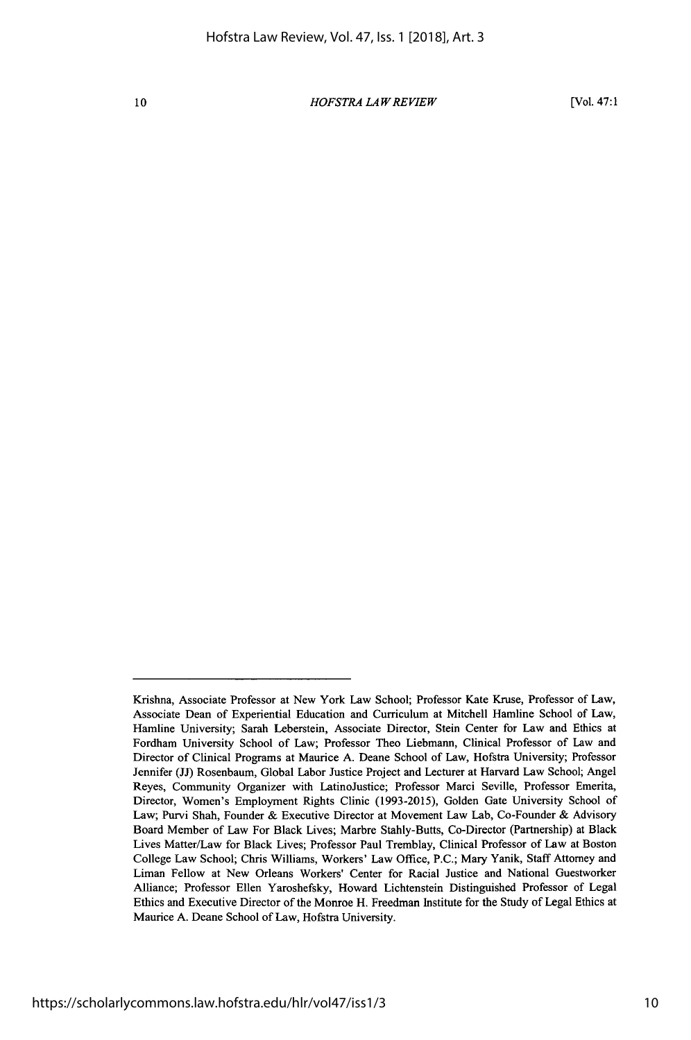Krishna, Associate Professor at New York Law School; Professor Kate Kruse, Professor of Law, Associate Dean of Experiential Education and Curriculum at Mitchell Hamline School of Law, Hamline University; Sarah Leberstein, Associate Director, Stein Center for Law and Ethics at Fordham University School of Law; Professor Theo Liebmann, Clinical Professor of Law and Director of Clinical Programs at Maurice A. Deane School of Law, Hofstra University; Professor Jennifer (JJ) Rosenbaum, Global Labor Justice Project and Lecturer at Harvard Law School; Angel Reyes, Community Organizer with LatinoJustice; Professor Marci Seville, Professor Emerita, Director, Women's Employment Rights Clinic (1993-2015), Golden Gate University School of Law; Purvi Shah, Founder & Executive Director at Movement Law Lab, Co-Founder & Advisory Board Member of Law For Black Lives; Marbre Stahly-Butts, Co-Director (Partnership) at Black Lives Matter/Law for Black Lives; Professor Paul Tremblay, Clinical Professor of Law at Boston College Law School; Chris Williams, Workers' Law Office, P.C.; Mary Yanik, Staff Attorney and Liman Fellow at New Orleans Workers' Center for Racial Justice and National Guestworker Alliance; Professor Ellen Yaroshefsky, Howard Lichtenstein Distinguished Professor of Legal Ethics and Executive Director of the Monroe H. Freedman Institute for the Study of Legal Ethics at Maurice A. Deane School of Law, Hofstra University.